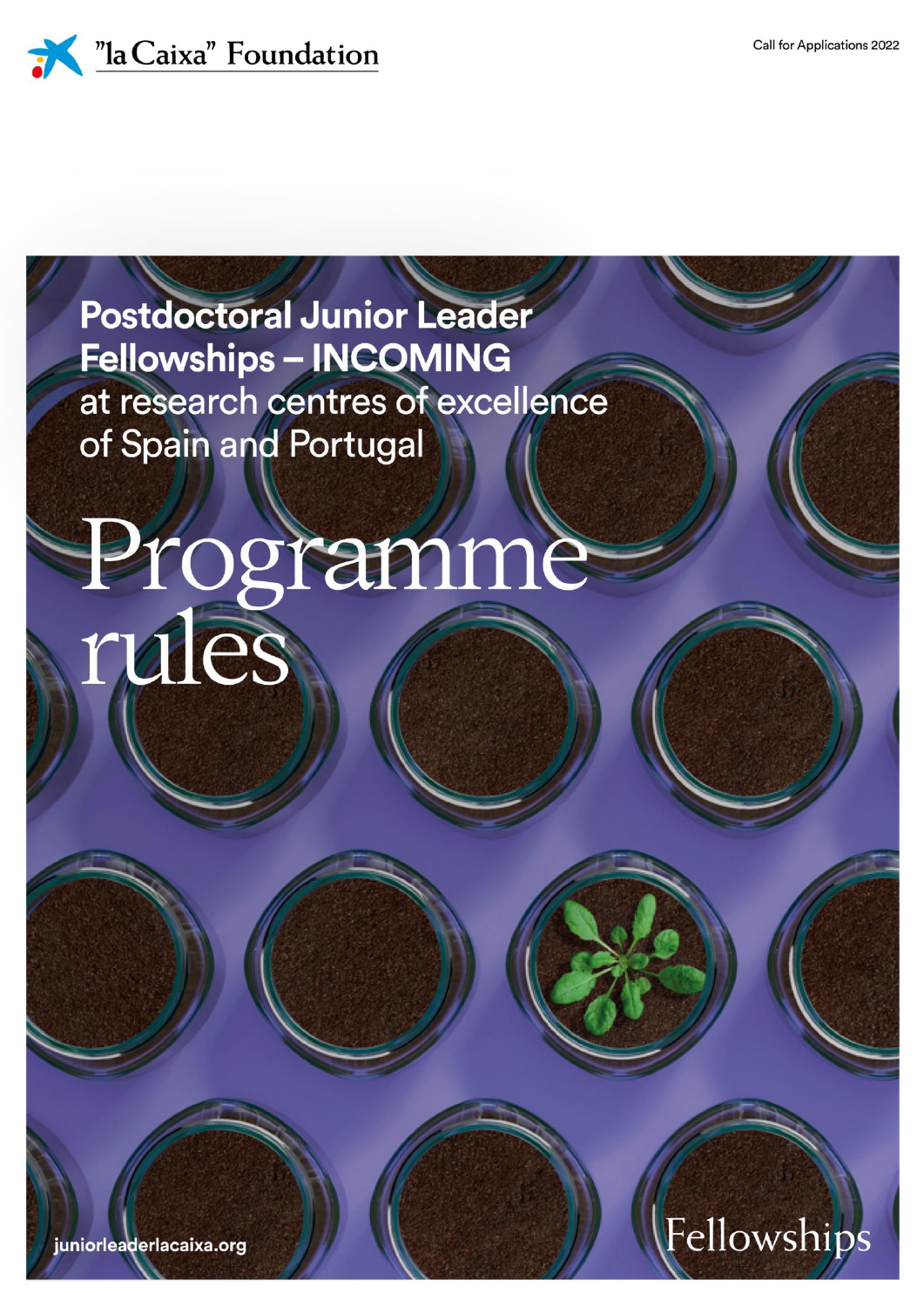"la Caixa" Foundation

Call for Applications 2022

# Postdoctoral Junior Leader Fellowships – INCOMING at research centres of excellence of Spain and Portugal

# Programme rules

juniorleaderlacaixa.org

Fellowships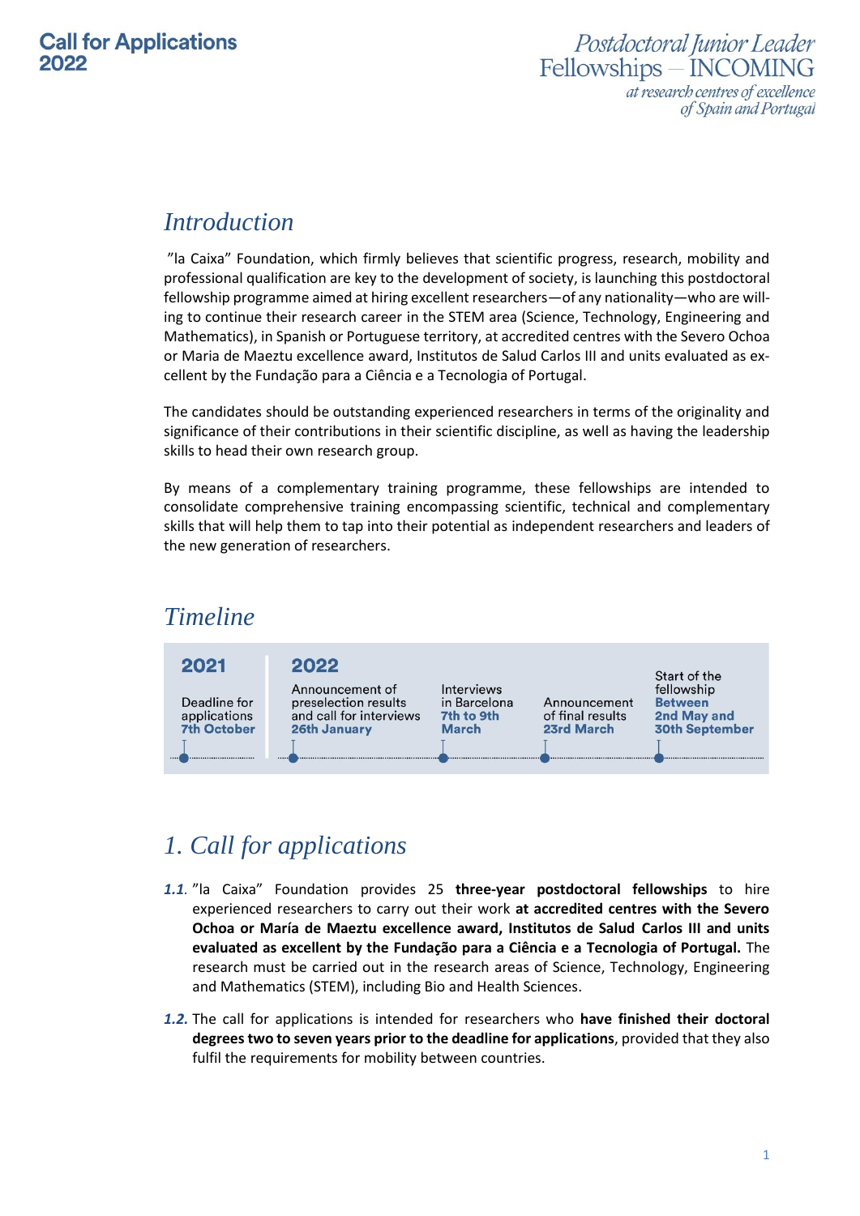# Introduction

"la Caixa" Foundation, which firmly believes that scientific progress, research, mobility and professional qualification are key to the development of society, is launching this postdoctoral fellowship programme aimed at hiring excellent researchers—of any nationality—who are willing to continue their research career in the STEM area (Science, Technology, Engineering and Mathematics), in Spanish or Portuguese territory, at accredited centres with the Severo Ochoa or Maria de Maeztu excellence award, Institutos de Salud Carlos III and units evaluated as excellent by the Fundação para a Ciência e a Tecnologia of Portugal.

The candidates should be outstanding experienced researchers in terms of the originality and significance of their contributions in their scientific discipline, as well as having the leadership skills to head their own research group.

By means of a complementary training programme, these fellowships are intended to consolidate comprehensive training encompassing scientific, technical and complementary skills that will help them to tap into their potential as independent researchers and leaders of the new generation of researchers.

# Timeline

| 2021 | 2022 | | | |
|---|---|---|---|---|
| Deadline for applications **7th October** | Announcement of preselection results and call for interviews **26th January** | Interviews in Barcelona **7th to 9th March** | Announcement of final results **23rd March** | Start of the fellowship **Between 2nd May and 30th September** |

# 1. Call for applications

***1.1.*** "la Caixa" Foundation provides 25 **three-year postdoctoral fellowships** to hire experienced researchers to carry out their work **at accredited centres with the Severo Ochoa or María de Maeztu excellence award, Institutos de Salud Carlos III and units evaluated as excellent by the Fundação para a Ciência e a Tecnologia of Portugal.** The research must be carried out in the research areas of Science, Technology, Engineering and Mathematics (STEM), including Bio and Health Sciences.

***1.2.*** The call for applications is intended for researchers who **have finished their doctoral degrees two to seven years prior to the deadline for applications**, provided that they also fulfil the requirements for mobility between countries.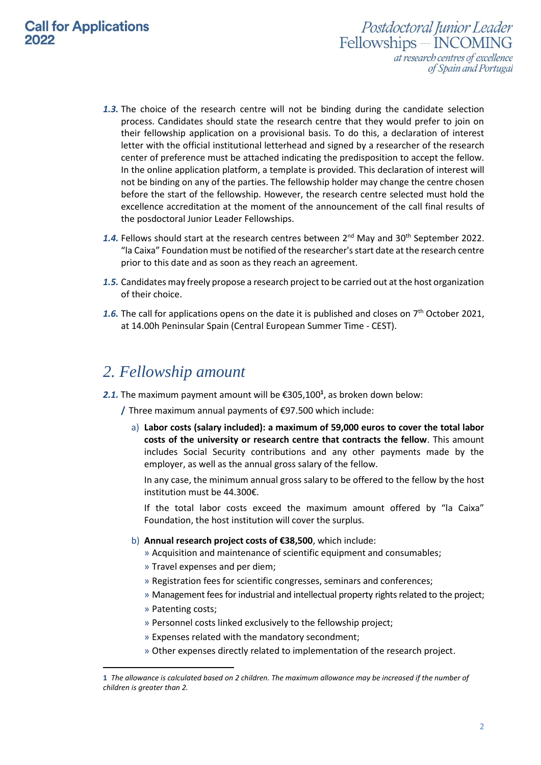**1.3.** The choice of the research centre will not be binding during the candidate selection process. Candidates should state the research centre that they would prefer to join on their fellowship application on a provisional basis. To do this, a declaration of interest letter with the official institutional letterhead and signed by a researcher of the research center of preference must be attached indicating the predisposition to accept the fellow. In the online application platform, a template is provided. This declaration of interest will not be binding on any of the parties. The fellowship holder may change the centre chosen before the start of the fellowship. However, the research centre selected must hold the excellence accreditation at the moment of the announcement of the call final results of the posdoctoral Junior Leader Fellowships.

**1.4.** Fellows should start at the research centres between 2nd May and 30th September 2022. "la Caixa" Foundation must be notified of the researcher's start date at the research centre prior to this date and as soon as they reach an agreement.

**1.5.** Candidates may freely propose a research project to be carried out at the host organization of their choice.

**1.6.** The call for applications opens on the date it is published and closes on 7th October 2021, at 14.00h Peninsular Spain (Central European Summer Time - CEST).

## 2. Fellowship amount

**2.1.** The maximum payment amount will be €305,100[1], as broken down below:

/ Three maximum annual payments of €97.500 which include:

a) **Labor costs (salary included): a maximum of 59,000 euros to cover the total labor costs of the university or research centre that contracts the fellow**. This amount includes Social Security contributions and any other payments made by the employer, as well as the annual gross salary of the fellow.

In any case, the minimum annual gross salary to be offered to the fellow by the host institution must be 44.300€.

If the total labor costs exceed the maximum amount offered by "la Caixa" Foundation, the host institution will cover the surplus.

b) **Annual research project costs of €38,500**, which include:

- Acquisition and maintenance of scientific equipment and consumables;
- Travel expenses and per diem;
- Registration fees for scientific congresses, seminars and conferences;
- Management fees for industrial and intellectual property rights related to the project;
- Patenting costs;
- Personnel costs linked exclusively to the fellowship project;
- Expenses related with the mandatory secondment;
- Other expenses directly related to implementation of the research project.

---

[1] *The allowance is calculated based on 2 children. The maximum allowance may be increased if the number of children is greater than 2.*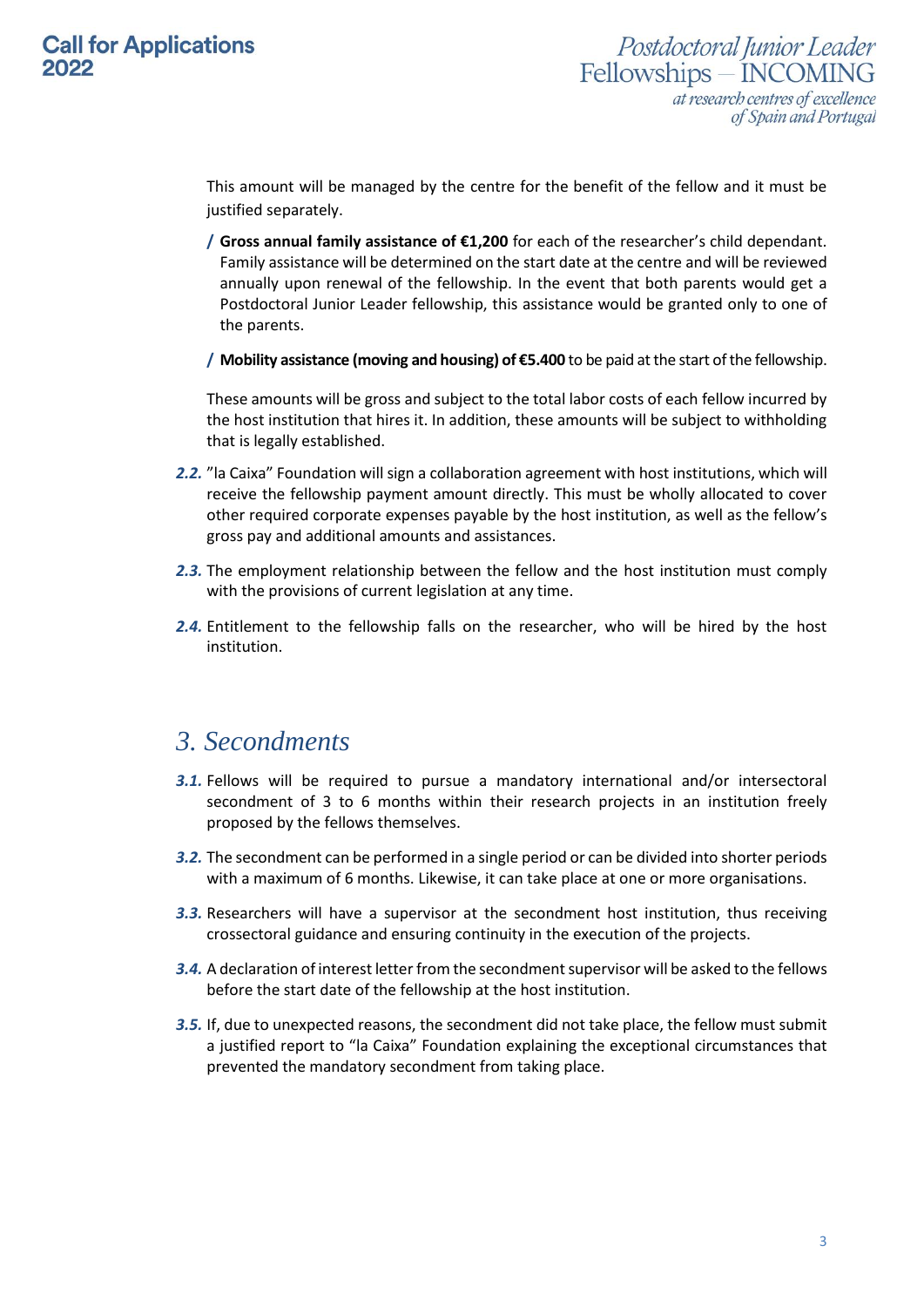This amount will be managed by the centre for the benefit of the fellow and it must be justified separately.

/ **Gross annual family assistance of €1,200** for each of the researcher's child dependant. Family assistance will be determined on the start date at the centre and will be reviewed annually upon renewal of the fellowship. In the event that both parents would get a Postdoctoral Junior Leader fellowship, this assistance would be granted only to one of the parents.

/ **Mobility assistance (moving and housing) of €5.400** to be paid at the start of the fellowship.

These amounts will be gross and subject to the total labor costs of each fellow incurred by the host institution that hires it. In addition, these amounts will be subject to withholding that is legally established.

***2.2.*** "la Caixa" Foundation will sign a collaboration agreement with host institutions, which will receive the fellowship payment amount directly. This must be wholly allocated to cover other required corporate expenses payable by the host institution, as well as the fellow's gross pay and additional amounts and assistances.

***2.3.*** The employment relationship between the fellow and the host institution must comply with the provisions of current legislation at any time.

***2.4.*** Entitlement to the fellowship falls on the researcher, who will be hired by the host institution.

# *3. Secondments*

***3.1.*** Fellows will be required to pursue a mandatory international and/or intersectoral secondment of 3 to 6 months within their research projects in an institution freely proposed by the fellows themselves.

***3.2.*** The secondment can be performed in a single period or can be divided into shorter periods with a maximum of 6 months. Likewise, it can take place at one or more organisations.

***3.3.*** Researchers will have a supervisor at the secondment host institution, thus receiving crossectoral guidance and ensuring continuity in the execution of the projects.

***3.4.*** A declaration of interest letter from the secondment supervisor will be asked to the fellows before the start date of the fellowship at the host institution.

***3.5.*** If, due to unexpected reasons, the secondment did not take place, the fellow must submit a justified report to "la Caixa" Foundation explaining the exceptional circumstances that prevented the mandatory secondment from taking place.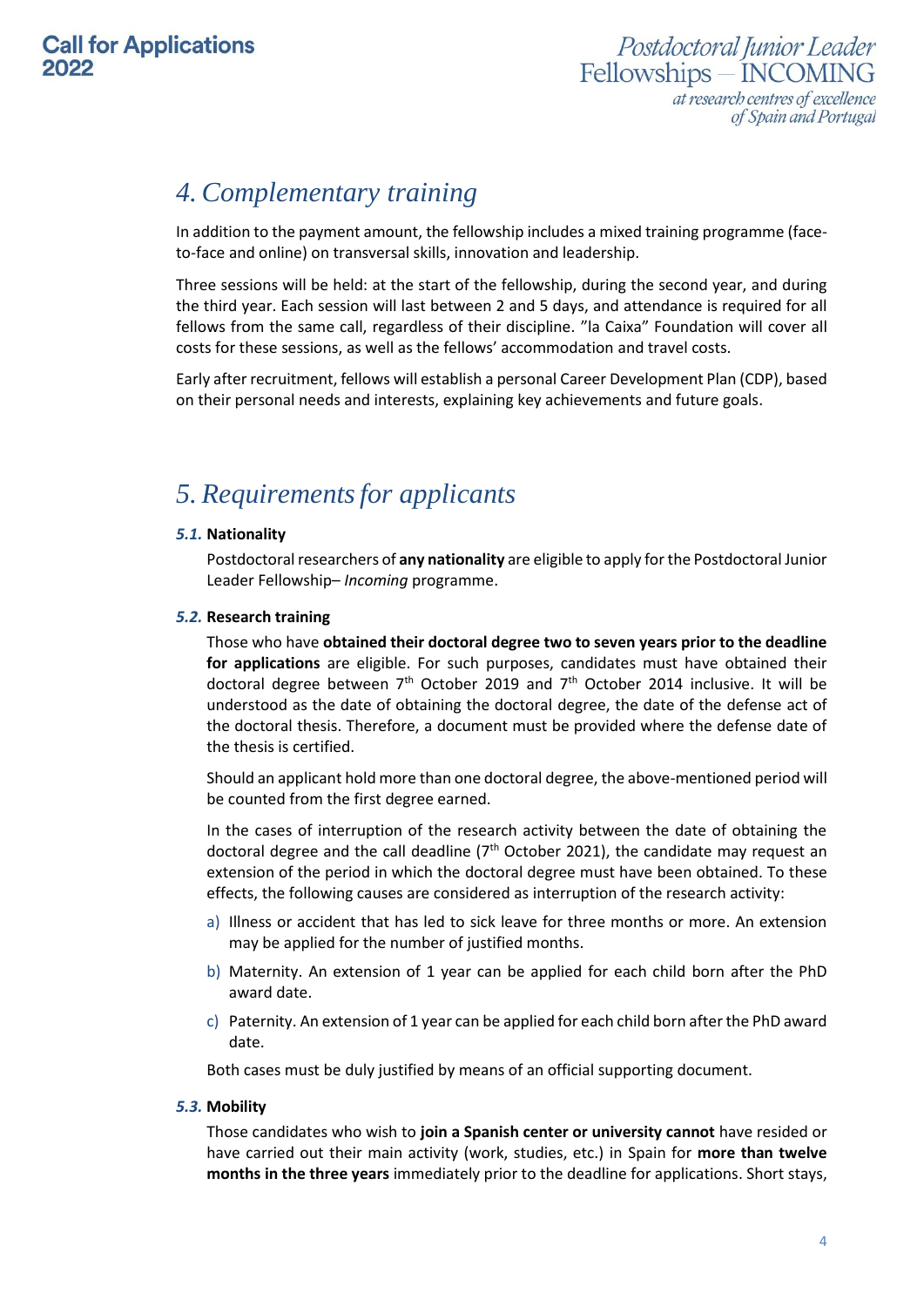## 4. Complementary training

In addition to the payment amount, the fellowship includes a mixed training programme (face-to-face and online) on transversal skills, innovation and leadership.

Three sessions will be held: at the start of the fellowship, during the second year, and during the third year. Each session will last between 2 and 5 days, and attendance is required for all fellows from the same call, regardless of their discipline. "la Caixa" Foundation will cover all costs for these sessions, as well as the fellows' accommodation and travel costs.

Early after recruitment, fellows will establish a personal Career Development Plan (CDP), based on their personal needs and interests, explaining key achievements and future goals.

## 5. Requirements for applicants

### *5.1.* Nationality

Postdoctoral researchers of **any nationality** are eligible to apply for the Postdoctoral Junior Leader Fellowship– *Incoming* programme.

### *5.2.* Research training

Those who have **obtained their doctoral degree two to seven years prior to the deadline for applications** are eligible. For such purposes, candidates must have obtained their doctoral degree between 7th October 2019 and 7th October 2014 inclusive. It will be understood as the date of obtaining the doctoral degree, the date of the defense act of the doctoral thesis. Therefore, a document must be provided where the defense date of the thesis is certified.

Should an applicant hold more than one doctoral degree, the above-mentioned period will be counted from the first degree earned.

In the cases of interruption of the research activity between the date of obtaining the doctoral degree and the call deadline (7th October 2021), the candidate may request an extension of the period in which the doctoral degree must have been obtained. To these effects, the following causes are considered as interruption of the research activity:

a) Illness or accident that has led to sick leave for three months or more. An extension may be applied for the number of justified months.
b) Maternity. An extension of 1 year can be applied for each child born after the PhD award date.
c) Paternity. An extension of 1 year can be applied for each child born after the PhD award date.

Both cases must be duly justified by means of an official supporting document.

### *5.3.* Mobility

Those candidates who wish to **join a Spanish center or university cannot** have resided or have carried out their main activity (work, studies, etc.) in Spain for **more than twelve months in the three years** immediately prior to the deadline for applications. Short stays,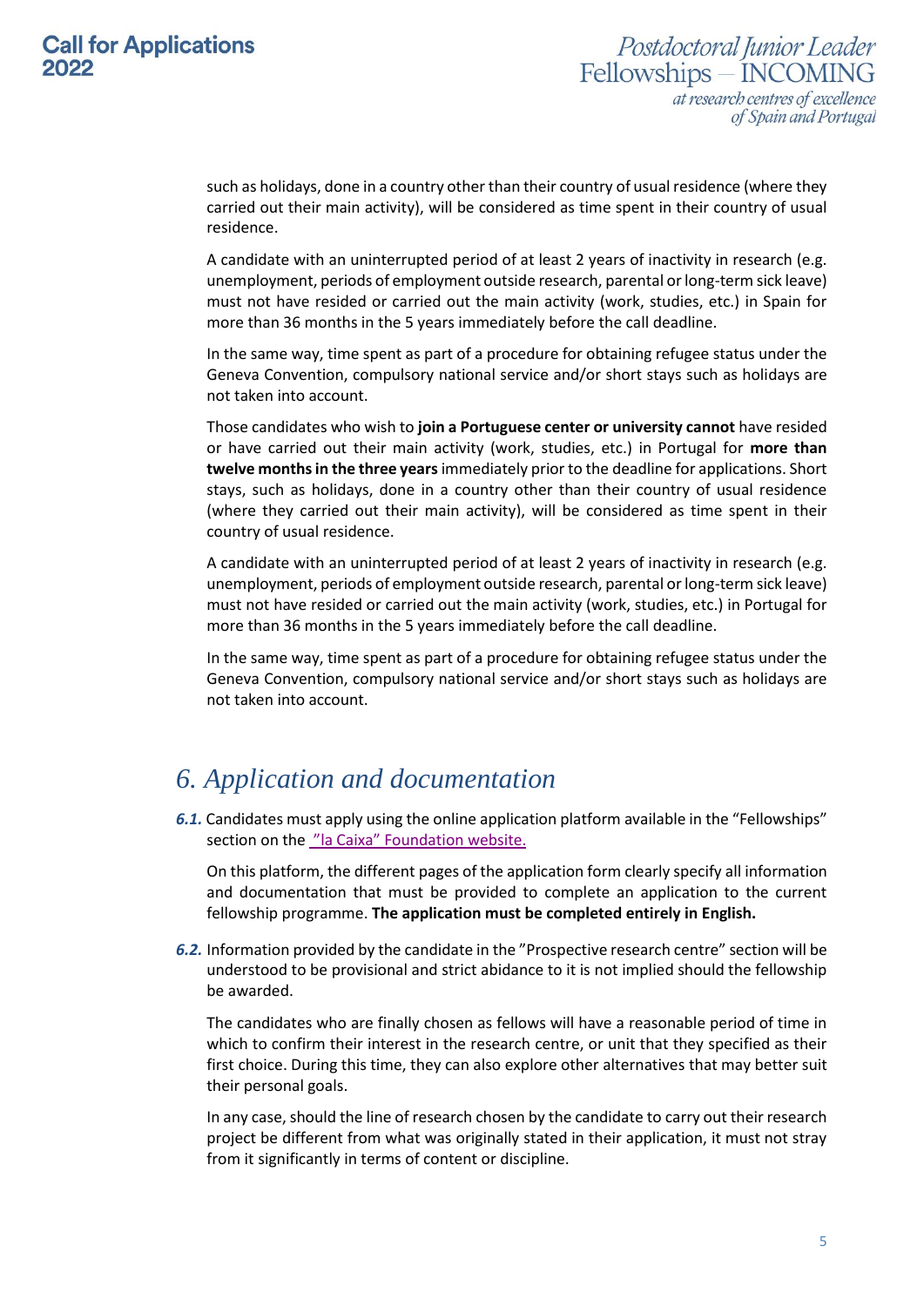such as holidays, done in a country other than their country of usual residence (where they carried out their main activity), will be considered as time spent in their country of usual residence.

A candidate with an uninterrupted period of at least 2 years of inactivity in research (e.g. unemployment, periods of employment outside research, parental or long-term sick leave) must not have resided or carried out the main activity (work, studies, etc.) in Spain for more than 36 months in the 5 years immediately before the call deadline.

In the same way, time spent as part of a procedure for obtaining refugee status under the Geneva Convention, compulsory national service and/or short stays such as holidays are not taken into account.

Those candidates who wish to **join a Portuguese center or university cannot** have resided or have carried out their main activity (work, studies, etc.) in Portugal for **more than twelve months in the three years** immediately prior to the deadline for applications. Short stays, such as holidays, done in a country other than their country of usual residence (where they carried out their main activity), will be considered as time spent in their country of usual residence.

A candidate with an uninterrupted period of at least 2 years of inactivity in research (e.g. unemployment, periods of employment outside research, parental or long-term sick leave) must not have resided or carried out the main activity (work, studies, etc.) in Portugal for more than 36 months in the 5 years immediately before the call deadline.

In the same way, time spent as part of a procedure for obtaining refugee status under the Geneva Convention, compulsory national service and/or short stays such as holidays are not taken into account.

# *6. Application and documentation*

***6.1.*** Candidates must apply using the online application platform available in the "Fellowships" section on the "la Caixa" Foundation website.

On this platform, the different pages of the application form clearly specify all information and documentation that must be provided to complete an application to the current fellowship programme. **The application must be completed entirely in English.**

***6.2.*** Information provided by the candidate in the "Prospective research centre" section will be understood to be provisional and strict abidance to it is not implied should the fellowship be awarded.

The candidates who are finally chosen as fellows will have a reasonable period of time in which to confirm their interest in the research centre, or unit that they specified as their first choice. During this time, they can also explore other alternatives that may better suit their personal goals.

In any case, should the line of research chosen by the candidate to carry out their research project be different from what was originally stated in their application, it must not stray from it significantly in terms of content or discipline.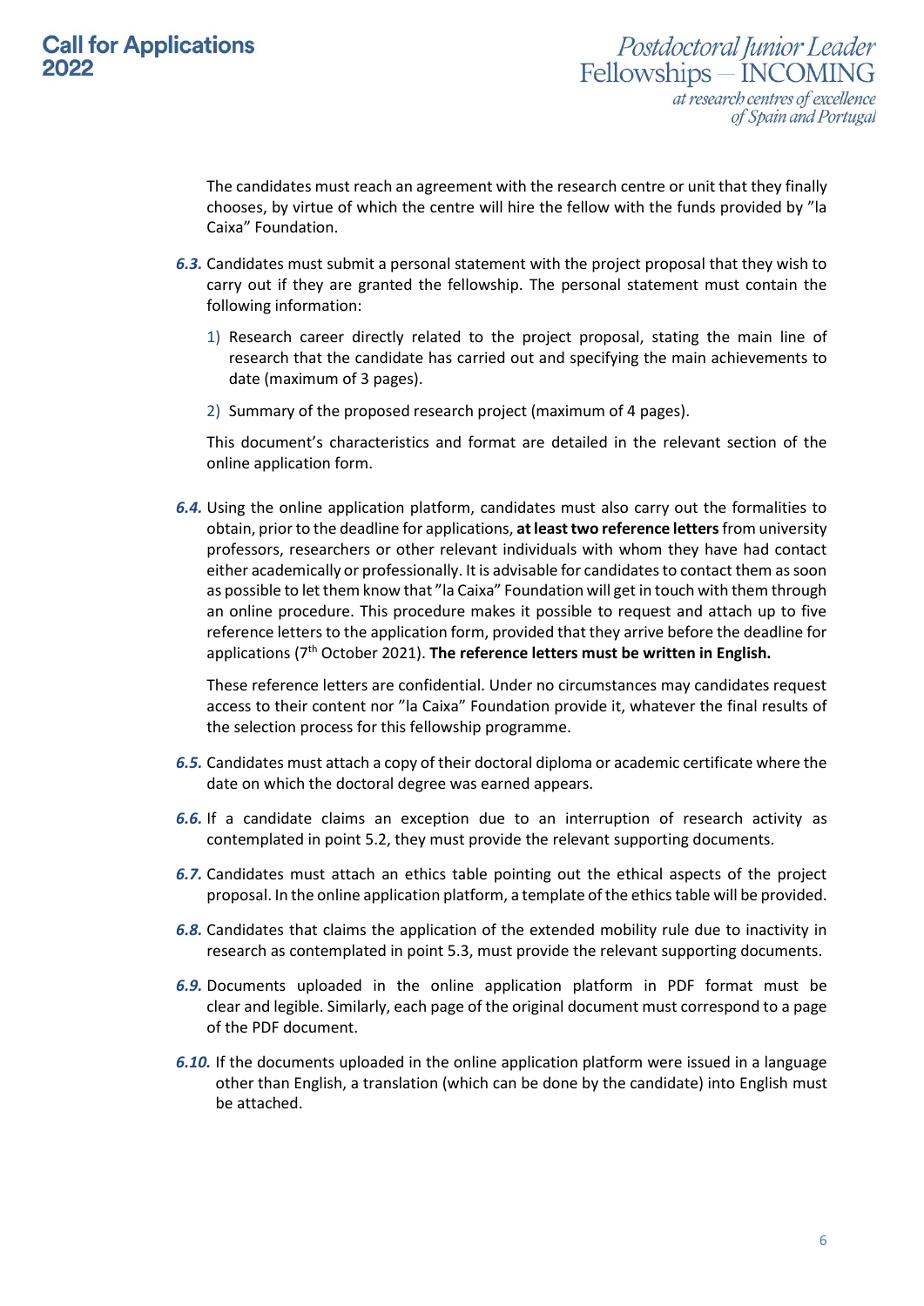The candidates must reach an agreement with the research centre or unit that they finally chooses, by virtue of which the centre will hire the fellow with the funds provided by "la Caixa" Foundation.

***6.3.*** Candidates must submit a personal statement with the project proposal that they wish to carry out if they are granted the fellowship. The personal statement must contain the following information:

1) Research career directly related to the project proposal, stating the main line of research that the candidate has carried out and specifying the main achievements to date (maximum of 3 pages).
2) Summary of the proposed research project (maximum of 4 pages).

This document's characteristics and format are detailed in the relevant section of the online application form.

***6.4.*** Using the online application platform, candidates must also carry out the formalities to obtain, prior to the deadline for applications, **at least two reference letters** from university professors, researchers or other relevant individuals with whom they have had contact either academically or professionally. It is advisable for candidates to contact them as soon as possible to let them know that "la Caixa" Foundation will get in touch with them through an online procedure. This procedure makes it possible to request and attach up to five reference letters to the application form, provided that they arrive before the deadline for applications (7th October 2021). **The reference letters must be written in English.**

These reference letters are confidential. Under no circumstances may candidates request access to their content nor "la Caixa" Foundation provide it, whatever the final results of the selection process for this fellowship programme.

***6.5.*** Candidates must attach a copy of their doctoral diploma or academic certificate where the date on which the doctoral degree was earned appears.

***6.6.*** If a candidate claims an exception due to an interruption of research activity as contemplated in point 5.2, they must provide the relevant supporting documents.

***6.7.*** Candidates must attach an ethics table pointing out the ethical aspects of the project proposal. In the online application platform, a template of the ethics table will be provided.

***6.8.*** Candidates that claims the application of the extended mobility rule due to inactivity in research as contemplated in point 5.3, must provide the relevant supporting documents.

***6.9.*** Documents uploaded in the online application platform in PDF format must be clear and legible. Similarly, each page of the original document must correspond to a page of the PDF document.

***6.10.*** If the documents uploaded in the online application platform were issued in a language other than English, a translation (which can be done by the candidate) into English must be attached.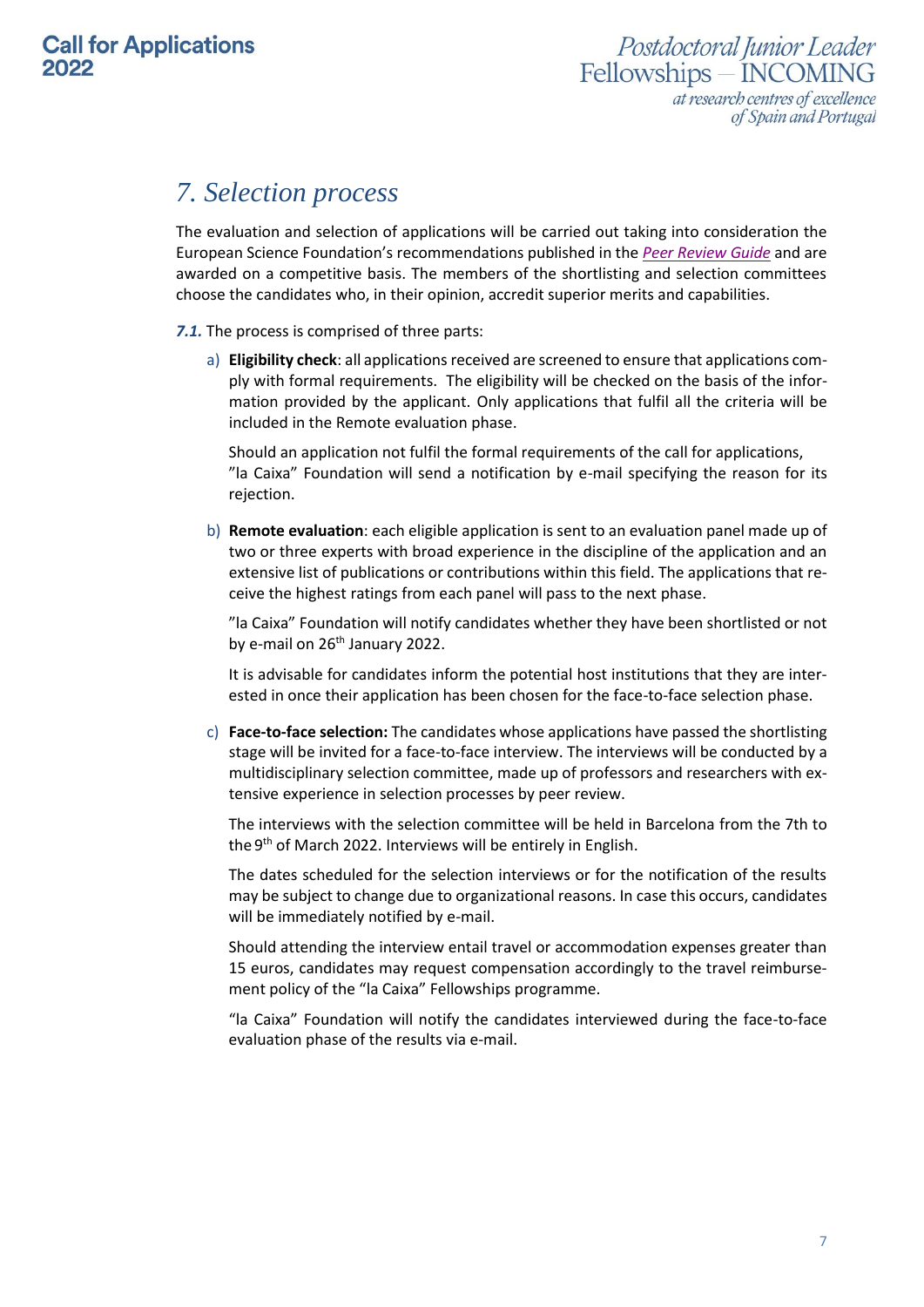# 7. Selection process

The evaluation and selection of applications will be carried out taking into consideration the European Science Foundation's recommendations published in the *Peer Review Guide* and are awarded on a competitive basis. The members of the shortlisting and selection committees choose the candidates who, in their opinion, accredit superior merits and capabilities.

***7.1.*** The process is comprised of three parts:

a) **Eligibility check**: all applications received are screened to ensure that applications comply with formal requirements. The eligibility will be checked on the basis of the information provided by the applicant. Only applications that fulfil all the criteria will be included in the Remote evaluation phase.

   Should an application not fulfil the formal requirements of the call for applications, "la Caixa" Foundation will send a notification by e-mail specifying the reason for its rejection.

b) **Remote evaluation**: each eligible application is sent to an evaluation panel made up of two or three experts with broad experience in the discipline of the application and an extensive list of publications or contributions within this field. The applications that receive the highest ratings from each panel will pass to the next phase.

   "la Caixa" Foundation will notify candidates whether they have been shortlisted or not by e-mail on 26th January 2022.

   It is advisable for candidates inform the potential host institutions that they are interested in once their application has been chosen for the face-to-face selection phase.

c) **Face-to-face selection:** The candidates whose applications have passed the shortlisting stage will be invited for a face-to-face interview. The interviews will be conducted by a multidisciplinary selection committee, made up of professors and researchers with extensive experience in selection processes by peer review.

   The interviews with the selection committee will be held in Barcelona from the 7th to the 9th of March 2022. Interviews will be entirely in English.

   The dates scheduled for the selection interviews or for the notification of the results may be subject to change due to organizational reasons. In case this occurs, candidates will be immediately notified by e-mail.

   Should attending the interview entail travel or accommodation expenses greater than 15 euros, candidates may request compensation accordingly to the travel reimbursement policy of the "la Caixa" Fellowships programme.

   "la Caixa" Foundation will notify the candidates interviewed during the face-to-face evaluation phase of the results via e-mail.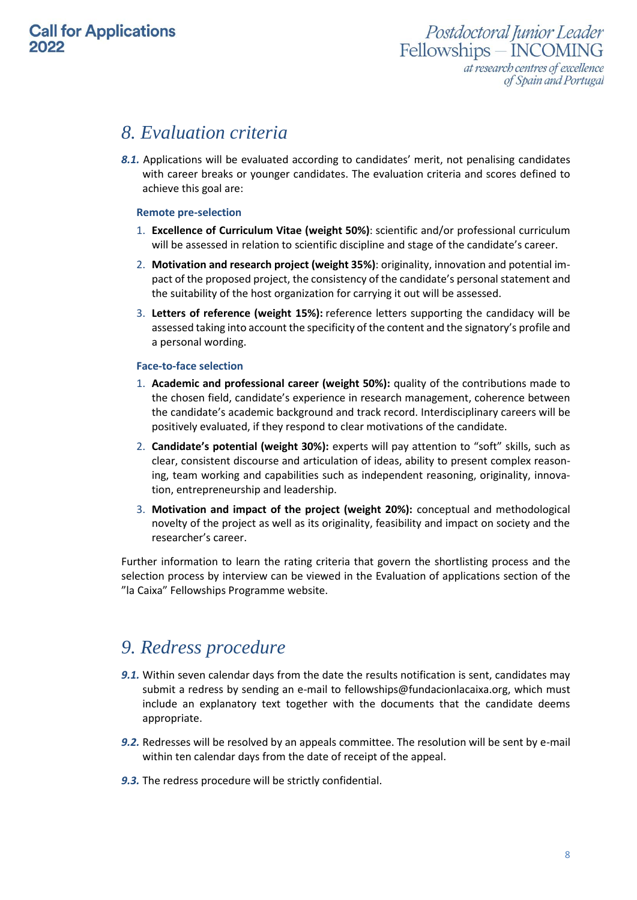## 8. Evaluation criteria

***8.1.*** Applications will be evaluated according to candidates' merit, not penalising candidates with career breaks or younger candidates. The evaluation criteria and scores defined to achieve this goal are:

**Remote pre-selection**

1. **Excellence of Curriculum Vitae (weight 50%)**: scientific and/or professional curriculum will be assessed in relation to scientific discipline and stage of the candidate's career.
2. **Motivation and research project (weight 35%)**: originality, innovation and potential impact of the proposed project, the consistency of the candidate's personal statement and the suitability of the host organization for carrying it out will be assessed.
3. **Letters of reference (weight 15%):** reference letters supporting the candidacy will be assessed taking into account the specificity of the content and the signatory's profile and a personal wording.

**Face-to-face selection**

1. **Academic and professional career (weight 50%):** quality of the contributions made to the chosen field, candidate's experience in research management, coherence between the candidate's academic background and track record. Interdisciplinary careers will be positively evaluated, if they respond to clear motivations of the candidate.
2. **Candidate's potential (weight 30%):** experts will pay attention to "soft" skills, such as clear, consistent discourse and articulation of ideas, ability to present complex reasoning, team working and capabilities such as independent reasoning, originality, innovation, entrepreneurship and leadership.
3. **Motivation and impact of the project (weight 20%):** conceptual and methodological novelty of the project as well as its originality, feasibility and impact on society and the researcher's career.

Further information to learn the rating criteria that govern the shortlisting process and the selection process by interview can be viewed in the Evaluation of applications section of the "la Caixa" Fellowships Programme website.

## 9. Redress procedure

***9.1.*** Within seven calendar days from the date the results notification is sent, candidates may submit a redress by sending an e-mail to fellowships@fundacionlacaixa.org, which must include an explanatory text together with the documents that the candidate deems appropriate.

***9.2.*** Redresses will be resolved by an appeals committee. The resolution will be sent by e-mail within ten calendar days from the date of receipt of the appeal.

***9.3.*** The redress procedure will be strictly confidential.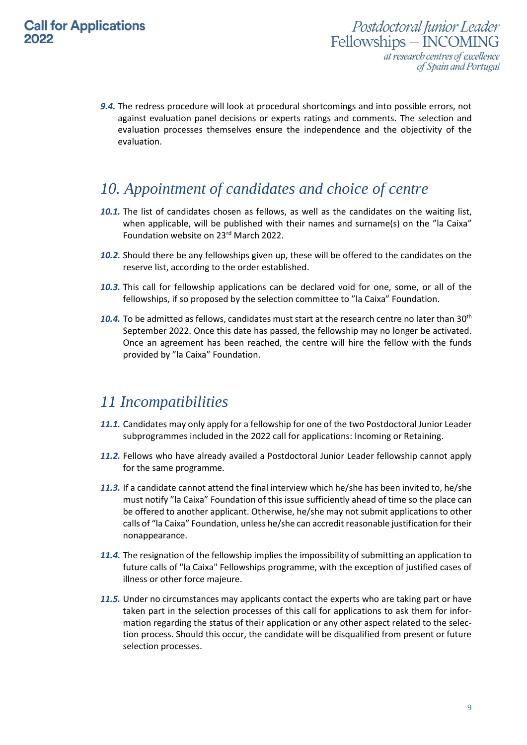**9.4.** The redress procedure will look at procedural shortcomings and into possible errors, not against evaluation panel decisions or experts ratings and comments. The selection and evaluation processes themselves ensure the independence and the objectivity of the evaluation.

## *10. Appointment of candidates and choice of centre*

**10.1.** The list of candidates chosen as fellows, as well as the candidates on the waiting list, when applicable, will be published with their names and surname(s) on the "la Caixa" Foundation website on 23rd March 2022.

**10.2.** Should there be any fellowships given up, these will be offered to the candidates on the reserve list, according to the order established.

**10.3.** This call for fellowship applications can be declared void for one, some, or all of the fellowships, if so proposed by the selection committee to "la Caixa" Foundation.

**10.4.** To be admitted as fellows, candidates must start at the research centre no later than 30th September 2022. Once this date has passed, the fellowship may no longer be activated. Once an agreement has been reached, the centre will hire the fellow with the funds provided by "la Caixa" Foundation.

## *11 Incompatibilities*

**11.1.** Candidates may only apply for a fellowship for one of the two Postdoctoral Junior Leader subprogrammes included in the 2022 call for applications: Incoming or Retaining.

**11.2.** Fellows who have already availed a Postdoctoral Junior Leader fellowship cannot apply for the same programme.

**11.3.** If a candidate cannot attend the final interview which he/she has been invited to, he/she must notify "la Caixa" Foundation of this issue sufficiently ahead of time so the place can be offered to another applicant. Otherwise, he/she may not submit applications to other calls of "la Caixa" Foundation, unless he/she can accredit reasonable justification for their nonappearance.

**11.4.** The resignation of the fellowship implies the impossibility of submitting an application to future calls of "la Caixa" Fellowships programme, with the exception of justified cases of illness or other force majeure.

**11.5.** Under no circumstances may applicants contact the experts who are taking part or have taken part in the selection processes of this call for applications to ask them for information regarding the status of their application or any other aspect related to the selection process. Should this occur, the candidate will be disqualified from present or future selection processes.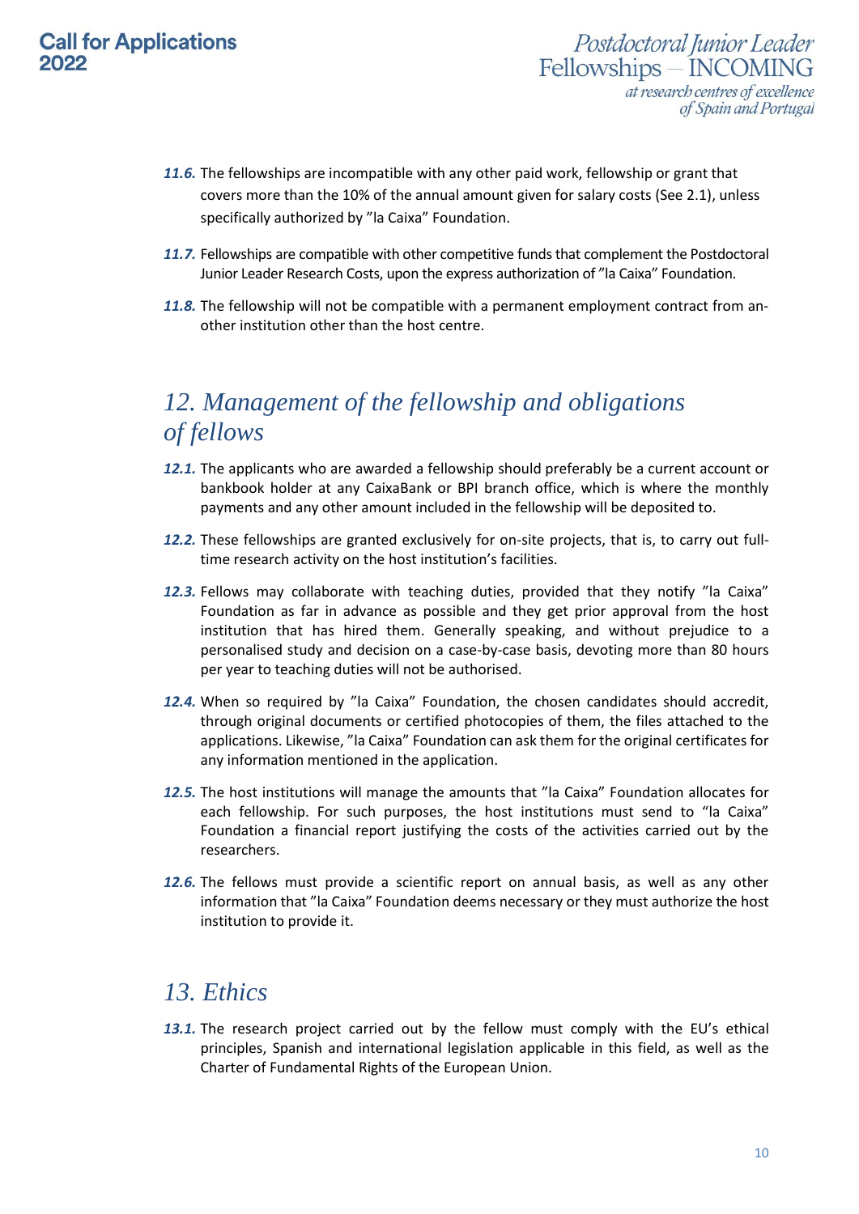*11.6.* The fellowships are incompatible with any other paid work, fellowship or grant that covers more than the 10% of the annual amount given for salary costs (See 2.1), unless specifically authorized by ”la Caixa” Foundation.

*11.7.* Fellowships are compatible with other competitive funds that complement the Postdoctoral Junior Leader Research Costs, upon the express authorization of ”la Caixa” Foundation.

*11.8.* The fellowship will not be compatible with a permanent employment contract from another institution other than the host centre.

## 12. Management of the fellowship and obligations of fellows

*12.1.* The applicants who are awarded a fellowship should preferably be a current account or bankbook holder at any CaixaBank or BPI branch office, which is where the monthly payments and any other amount included in the fellowship will be deposited to.

*12.2.* These fellowships are granted exclusively for on-site projects, that is, to carry out full-time research activity on the host institution's facilities.

*12.3.* Fellows may collaborate with teaching duties, provided that they notify ”la Caixa” Foundation as far in advance as possible and they get prior approval from the host institution that has hired them. Generally speaking, and without prejudice to a personalised study and decision on a case-by-case basis, devoting more than 80 hours per year to teaching duties will not be authorised.

*12.4.* When so required by ”la Caixa” Foundation, the chosen candidates should accredit, through original documents or certified photocopies of them, the files attached to the applications. Likewise, ”la Caixa” Foundation can ask them for the original certificates for any information mentioned in the application.

*12.5.* The host institutions will manage the amounts that ”la Caixa” Foundation allocates for each fellowship. For such purposes, the host institutions must send to “la Caixa” Foundation a financial report justifying the costs of the activities carried out by the researchers.

*12.6.* The fellows must provide a scientific report on annual basis, as well as any other information that ”la Caixa” Foundation deems necessary or they must authorize the host institution to provide it.

## 13. Ethics

*13.1.* The research project carried out by the fellow must comply with the EU's ethical principles, Spanish and international legislation applicable in this field, as well as the Charter of Fundamental Rights of the European Union.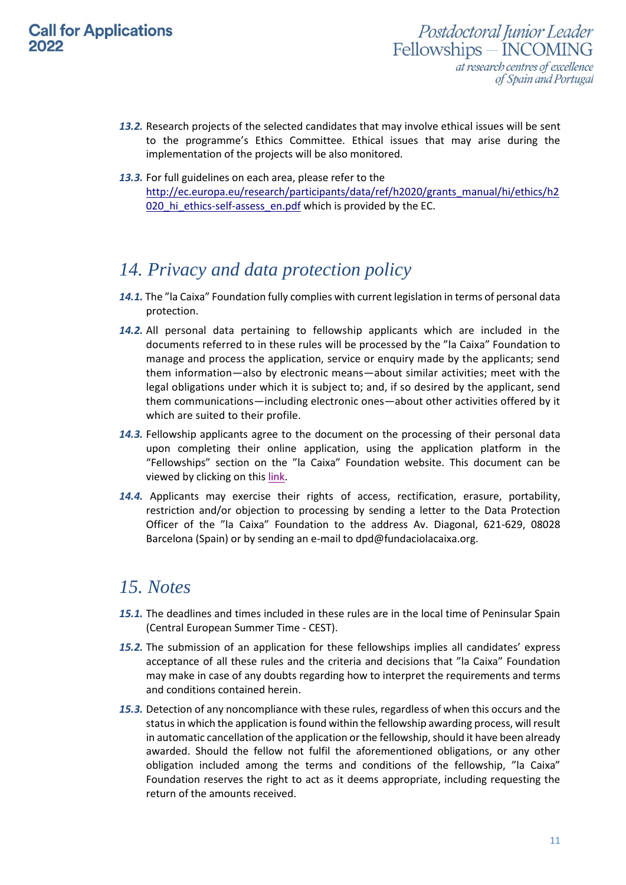***13.2.*** Research projects of the selected candidates that may involve ethical issues will be sent to the programme's Ethics Committee. Ethical issues that may arise during the implementation of the projects will be also monitored.

***13.3.*** For full guidelines on each area, please refer to the [http://ec.europa.eu/research/participants/data/ref/h2020/grants_manual/hi/ethics/h2020_hi_ethics-self-assess_en.pdf](http://ec.europa.eu/research/participants/data/ref/h2020/grants_manual/hi/ethics/h2020_hi_ethics-self-assess_en.pdf) which is provided by the EC.

# *14. Privacy and data protection policy*

***14.1.*** The "la Caixa" Foundation fully complies with current legislation in terms of personal data protection.

***14.2.*** All personal data pertaining to fellowship applicants which are included in the documents referred to in these rules will be processed by the "la Caixa" Foundation to manage and process the application, service or enquiry made by the applicants; send them information—also by electronic means—about similar activities; meet with the legal obligations under which it is subject to; and, if so desired by the applicant, send them communications—including electronic ones—about other activities offered by it which are suited to their profile.

***14.3.*** Fellowship applicants agree to the document on the processing of their personal data upon completing their online application, using the application platform in the "Fellowships" section on the "la Caixa" Foundation website. This document can be viewed by clicking on this link.

***14.4.*** Applicants may exercise their rights of access, rectification, erasure, portability, restriction and/or objection to processing by sending a letter to the Data Protection Officer of the "la Caixa" Foundation to the address Av. Diagonal, 621-629, 08028 Barcelona (Spain) or by sending an e-mail to dpd@fundaciolacaixa.org.

# *15. Notes*

***15.1.*** The deadlines and times included in these rules are in the local time of Peninsular Spain (Central European Summer Time - CEST).

***15.2.*** The submission of an application for these fellowships implies all candidates' express acceptance of all these rules and the criteria and decisions that "la Caixa" Foundation may make in case of any doubts regarding how to interpret the requirements and terms and conditions contained herein.

***15.3.*** Detection of any noncompliance with these rules, regardless of when this occurs and the status in which the application is found within the fellowship awarding process, will result in automatic cancellation of the application or the fellowship, should it have been already awarded. Should the fellow not fulfil the aforementioned obligations, or any other obligation included among the terms and conditions of the fellowship, "la Caixa" Foundation reserves the right to act as it deems appropriate, including requesting the return of the amounts received.